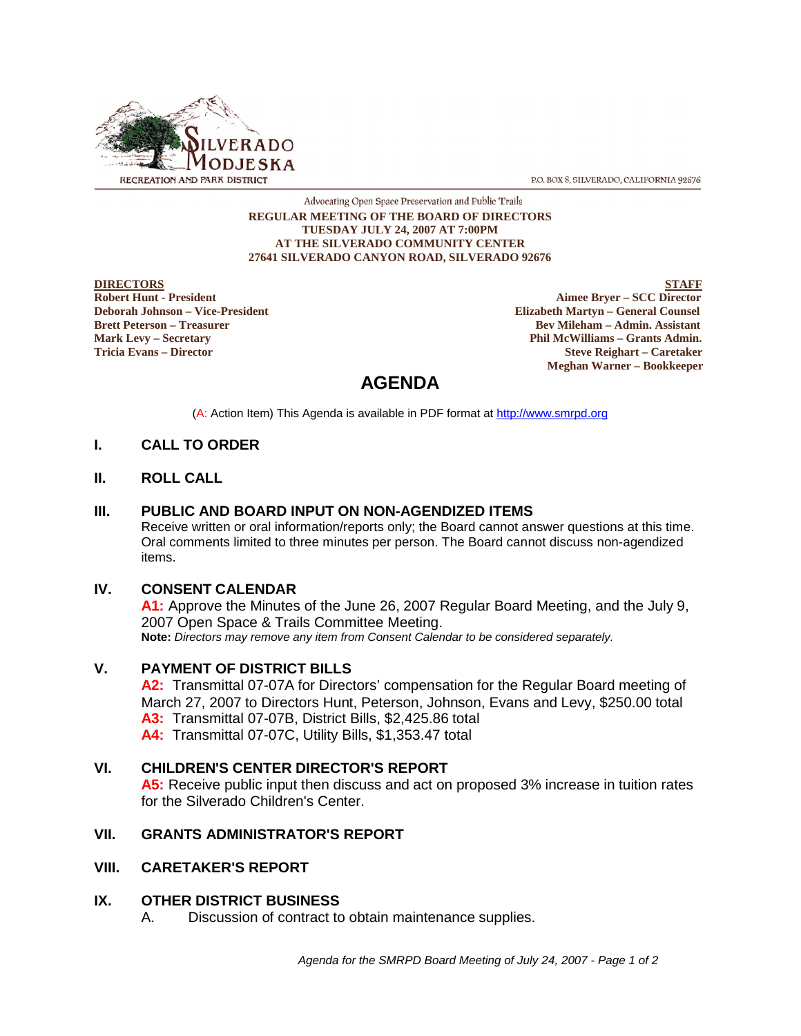SILVERADO MODJESKA RECREATION AND PARK DISTRICT

P.O. BOX 8, SILVERADO, CALIFORNIA 92676

Advocating Open Space Preservation and Public Trails

**REGULAR MEETING OF THE BOARD OF DIRECTORS**
**TUESDAY JULY 24, 2007 AT 7:00PM**
**AT THE SILVERADO COMMUNITY CENTER**
**27641 SILVERADO CANYON ROAD, SILVERADO 92676**

**DIRECTORS**
**Robert Hunt - President**
**Deborah Johnson – Vice-President**
**Brett Peterson – Treasurer**
**Mark Levy – Secretary**
**Tricia Evans – Director**

**STAFF**
**Aimee Bryer – SCC Director**
**Elizabeth Martyn – General Counsel**
**Bev Mileham – Admin. Assistant**
**Phil McWilliams – Grants Admin.**
**Steve Reighart – Caretaker**
**Meghan Warner – Bookkeeper**

# AGENDA

(A: Action Item) This Agenda is available in PDF format at http://www.smrpd.org

## I. CALL TO ORDER

## II. ROLL CALL

## III. PUBLIC AND BOARD INPUT ON NON-AGENDIZED ITEMS

Receive written or oral information/reports only; the Board cannot answer questions at this time. Oral comments limited to three minutes per person. The Board cannot discuss non-agendized items.

## IV. CONSENT CALENDAR

**A1:** Approve the Minutes of the June 26, 2007 Regular Board Meeting, and the July 9, 2007 Open Space & Trails Committee Meeting.

**Note:** *Directors may remove any item from Consent Calendar to be considered separately.*

## V. PAYMENT OF DISTRICT BILLS

**A2:** Transmittal 07-07A for Directors' compensation for the Regular Board meeting of March 27, 2007 to Directors Hunt, Peterson, Johnson, Evans and Levy, $250.00 total

**A3:** Transmittal 07-07B, District Bills, $2,425.86 total

**A4:** Transmittal 07-07C, Utility Bills, $1,353.47 total

## VI. CHILDREN'S CENTER DIRECTOR'S REPORT

**A5:** Receive public input then discuss and act on proposed 3% increase in tuition rates for the Silverado Children's Center.

## VII. GRANTS ADMINISTRATOR'S REPORT

## VIII. CARETAKER'S REPORT

## IX. OTHER DISTRICT BUSINESS

A. Discussion of contract to obtain maintenance supplies.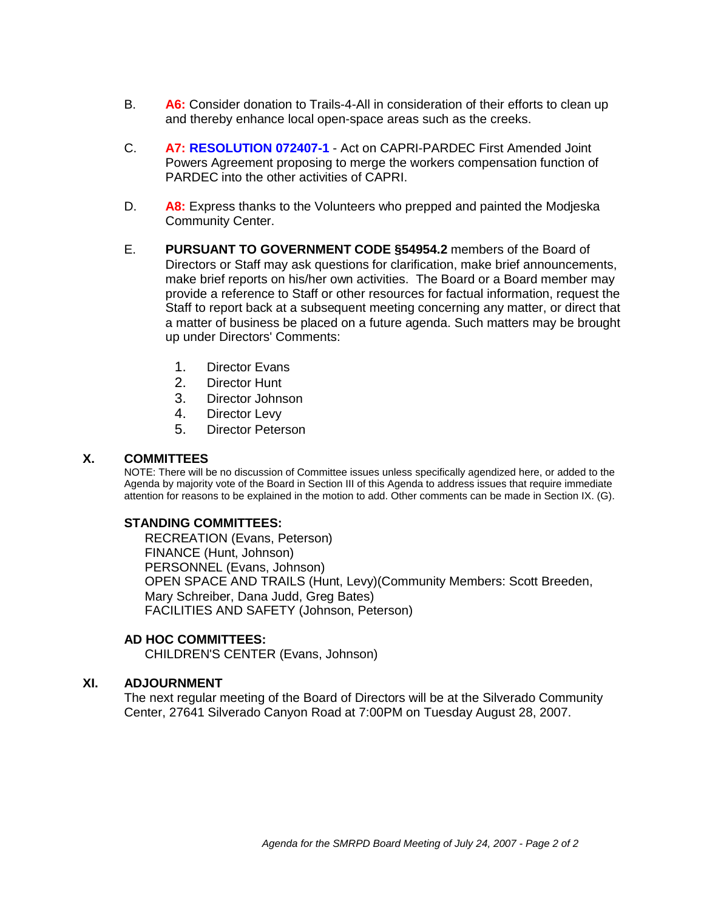B. **A6:** Consider donation to Trails-4-All in consideration of their efforts to clean up and thereby enhance local open-space areas such as the creeks.

C. **A7: RESOLUTION 072407-1** - Act on CAPRI-PARDEC First Amended Joint Powers Agreement proposing to merge the workers compensation function of PARDEC into the other activities of CAPRI.

D. **A8:** Express thanks to the Volunteers who prepped and painted the Modjeska Community Center.

E. **PURSUANT TO GOVERNMENT CODE §54954.2** members of the Board of Directors or Staff may ask questions for clarification, make brief announcements, make brief reports on his/her own activities. The Board or a Board member may provide a reference to Staff or other resources for factual information, request the Staff to report back at a subsequent meeting concerning any matter, or direct that a matter of business be placed on a future agenda. Such matters may be brought up under Directors' Comments:

1. Director Evans
2. Director Hunt
3. Director Johnson
4. Director Levy
5. Director Peterson

## X. COMMITTEES

NOTE: There will be no discussion of Committee issues unless specifically agendized here, or added to the Agenda by majority vote of the Board in Section III of this Agenda to address issues that require immediate attention for reasons to be explained in the motion to add. Other comments can be made in Section IX. (G).

### STANDING COMMITTEES:

RECREATION (Evans, Peterson)
FINANCE (Hunt, Johnson)
PERSONNEL (Evans, Johnson)
OPEN SPACE AND TRAILS (Hunt, Levy)(Community Members: Scott Breeden, Mary Schreiber, Dana Judd, Greg Bates)
FACILITIES AND SAFETY (Johnson, Peterson)

### AD HOC COMMITTEES:

CHILDREN'S CENTER (Evans, Johnson)

## XI. ADJOURNMENT

The next regular meeting of the Board of Directors will be at the Silverado Community Center, 27641 Silverado Canyon Road at 7:00PM on Tuesday August 28, 2007.